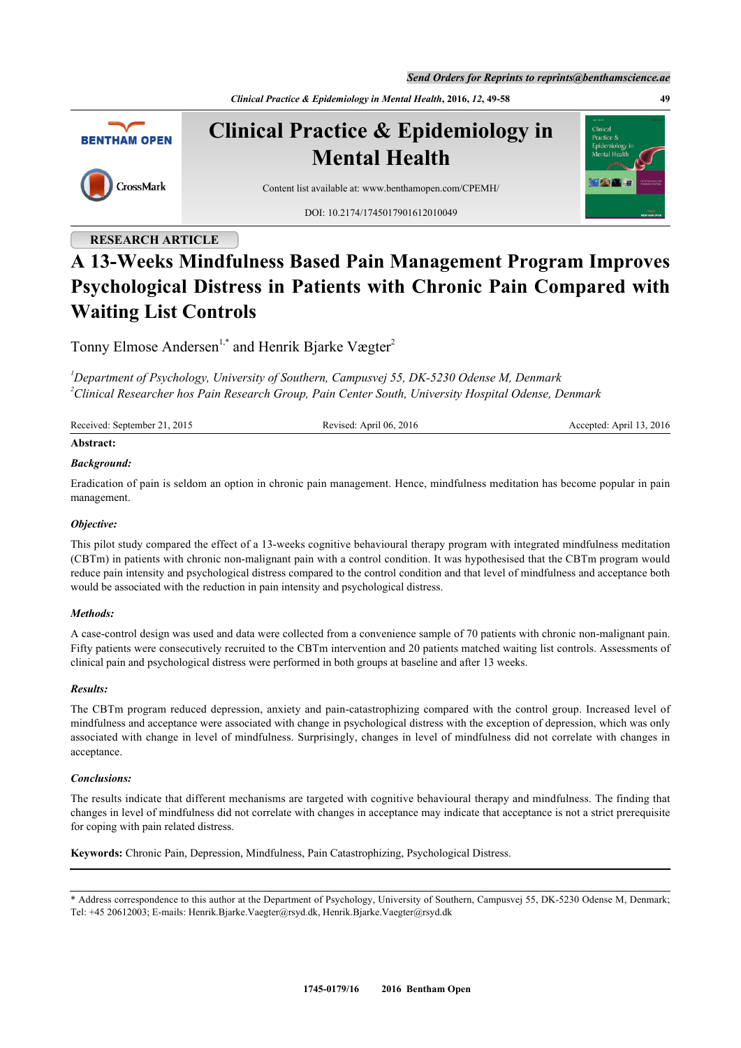RESEARCH ARTICLE

# A 13-Weeks Mindfulness Based Pain Management Program Improves Psychological Distress in Patients with Chronic Pain Compared with Waiting List Controls

Tonny Elmose Andersen[1,*] and Henrik Bjarke Vægter[2]

[1]*Department of Psychology, University of Southern, Campusvej 55, DK-5230 Odense M, Denmark*
[2]*Clinical Researcher hos Pain Research Group, Pain Center South, University Hospital Odense, Denmark*

Received: September 21, 2015 Revised: April 06, 2016 Accepted: April 13, 2016

**Abstract:**

***Background:***

Eradication of pain is seldom an option in chronic pain management. Hence, mindfulness meditation has become popular in pain management.

***Objective:***

This pilot study compared the effect of a 13-weeks cognitive behavioural therapy program with integrated mindfulness meditation (CBTm) in patients with chronic non-malignant pain with a control condition. It was hypothesised that the CBTm program would reduce pain intensity and psychological distress compared to the control condition and that level of mindfulness and acceptance both would be associated with the reduction in pain intensity and psychological distress.

***Methods:***

A case-control design was used and data were collected from a convenience sample of 70 patients with chronic non-malignant pain. Fifty patients were consecutively recruited to the CBTm intervention and 20 patients matched waiting list controls. Assessments of clinical pain and psychological distress were performed in both groups at baseline and after 13 weeks.

***Results:***

The CBTm program reduced depression, anxiety and pain-catastrophizing compared with the control group. Increased level of mindfulness and acceptance were associated with change in psychological distress with the exception of depression, which was only associated with change in level of mindfulness. Surprisingly, changes in level of mindfulness did not correlate with changes in acceptance.

***Conclusions:***

The results indicate that different mechanisms are targeted with cognitive behavioural therapy and mindfulness. The finding that changes in level of mindfulness did not correlate with changes in acceptance may indicate that acceptance is not a strict prerequisite for coping with pain related distress.

**Keywords:** Chronic Pain, Depression, Mindfulness, Pain Catastrophizing, Psychological Distress.

---

* Address correspondence to this author at the Department of Psychology, University of Southern, Campusvej 55, DK-5230 Odense M, Denmark; Tel: +45 20612003; E-mails: Henrik.Bjarke.Vaegter@rsyd.dk, Henrik.Bjarke.Vaegter@rsyd.dk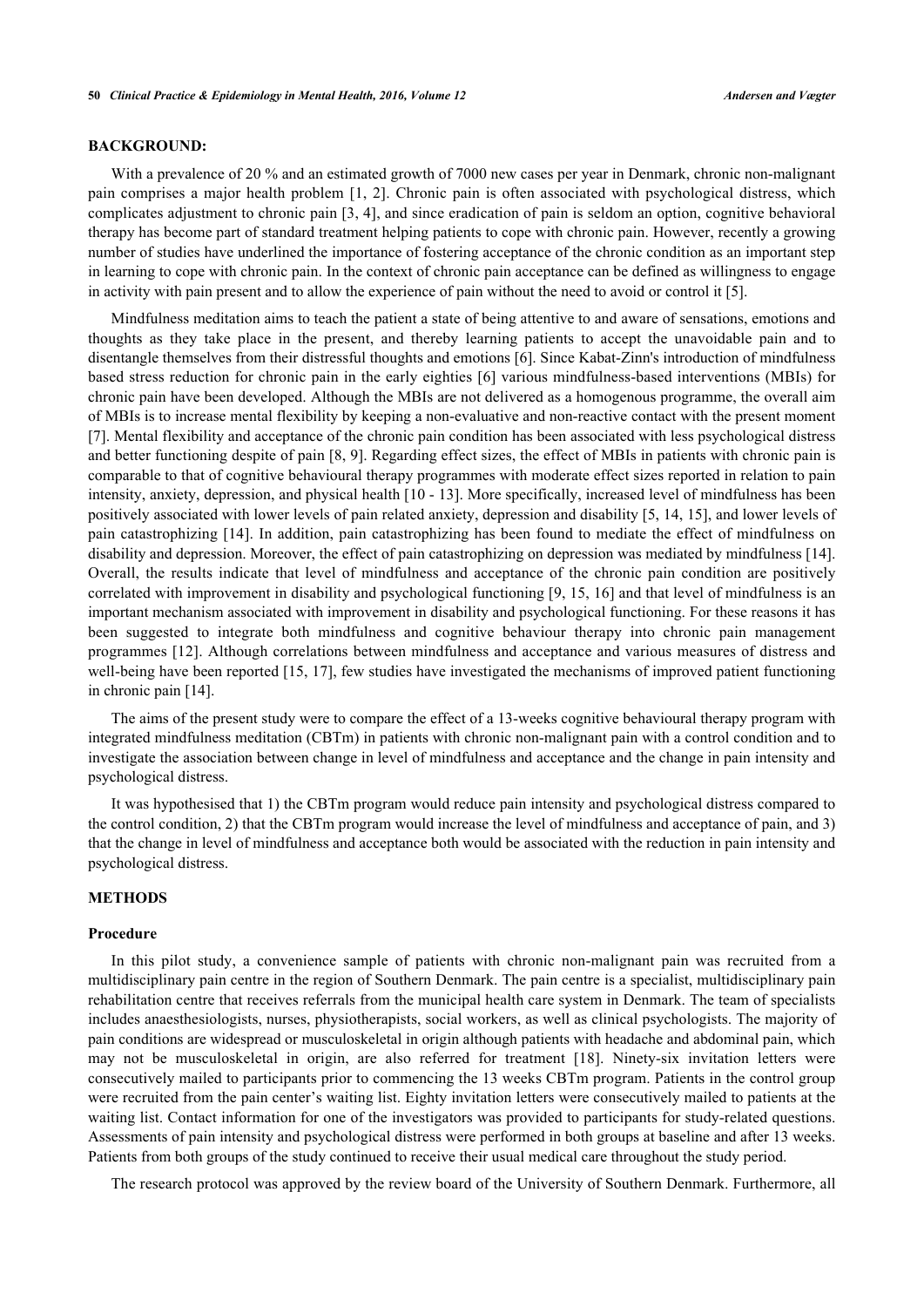## BACKGROUND:

With a prevalence of 20 % and an estimated growth of 7000 new cases per year in Denmark, chronic non-malignant pain comprises a major health problem [1, 2]. Chronic pain is often associated with psychological distress, which complicates adjustment to chronic pain [3, 4], and since eradication of pain is seldom an option, cognitive behavioral therapy has become part of standard treatment helping patients to cope with chronic pain. However, recently a growing number of studies have underlined the importance of fostering acceptance of the chronic condition as an important step in learning to cope with chronic pain. In the context of chronic pain acceptance can be defined as willingness to engage in activity with pain present and to allow the experience of pain without the need to avoid or control it [5].

Mindfulness meditation aims to teach the patient a state of being attentive to and aware of sensations, emotions and thoughts as they take place in the present, and thereby learning patients to accept the unavoidable pain and to disentangle themselves from their distressful thoughts and emotions [6]. Since Kabat-Zinn's introduction of mindfulness based stress reduction for chronic pain in the early eighties [6] various mindfulness-based interventions (MBIs) for chronic pain have been developed. Although the MBIs are not delivered as a homogenous programme, the overall aim of MBIs is to increase mental flexibility by keeping a non-evaluative and non-reactive contact with the present moment [7]. Mental flexibility and acceptance of the chronic pain condition has been associated with less psychological distress and better functioning despite of pain [8, 9]. Regarding effect sizes, the effect of MBIs in patients with chronic pain is comparable to that of cognitive behavioural therapy programmes with moderate effect sizes reported in relation to pain intensity, anxiety, depression, and physical health [10 - 13]. More specifically, increased level of mindfulness has been positively associated with lower levels of pain related anxiety, depression and disability [5, 14, 15], and lower levels of pain catastrophizing [14]. In addition, pain catastrophizing has been found to mediate the effect of mindfulness on disability and depression. Moreover, the effect of pain catastrophizing on depression was mediated by mindfulness [14]. Overall, the results indicate that level of mindfulness and acceptance of the chronic pain condition are positively correlated with improvement in disability and psychological functioning [9, 15, 16] and that level of mindfulness is an important mechanism associated with improvement in disability and psychological functioning. For these reasons it has been suggested to integrate both mindfulness and cognitive behaviour therapy into chronic pain management programmes [12]. Although correlations between mindfulness and acceptance and various measures of distress and well-being have been reported [15, 17], few studies have investigated the mechanisms of improved patient functioning in chronic pain [14].

The aims of the present study were to compare the effect of a 13-weeks cognitive behavioural therapy program with integrated mindfulness meditation (CBTm) in patients with chronic non-malignant pain with a control condition and to investigate the association between change in level of mindfulness and acceptance and the change in pain intensity and psychological distress.

It was hypothesised that 1) the CBTm program would reduce pain intensity and psychological distress compared to the control condition, 2) that the CBTm program would increase the level of mindfulness and acceptance of pain, and 3) that the change in level of mindfulness and acceptance both would be associated with the reduction in pain intensity and psychological distress.

## METHODS

### Procedure

In this pilot study, a convenience sample of patients with chronic non-malignant pain was recruited from a multidisciplinary pain centre in the region of Southern Denmark. The pain centre is a specialist, multidisciplinary pain rehabilitation centre that receives referrals from the municipal health care system in Denmark. The team of specialists includes anaesthesiologists, nurses, physiotherapists, social workers, as well as clinical psychologists. The majority of pain conditions are widespread or musculoskeletal in origin although patients with headache and abdominal pain, which may not be musculoskeletal in origin, are also referred for treatment [18]. Ninety-six invitation letters were consecutively mailed to participants prior to commencing the 13 weeks CBTm program. Patients in the control group were recruited from the pain center's waiting list. Eighty invitation letters were consecutively mailed to patients at the waiting list. Contact information for one of the investigators was provided to participants for study-related questions. Assessments of pain intensity and psychological distress were performed in both groups at baseline and after 13 weeks. Patients from both groups of the study continued to receive their usual medical care throughout the study period.

The research protocol was approved by the review board of the University of Southern Denmark. Furthermore, all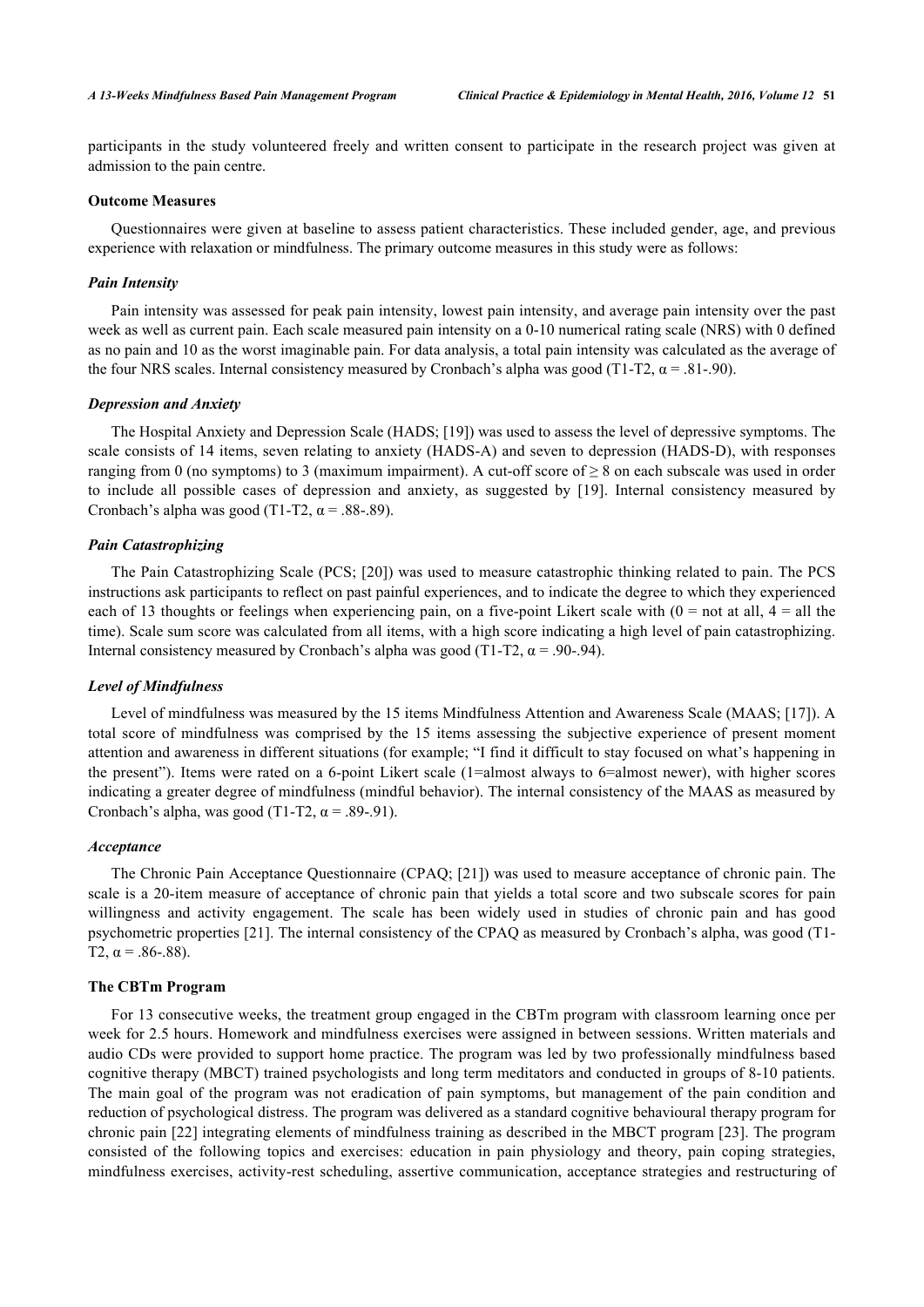participants in the study volunteered freely and written consent to participate in the research project was given at admission to the pain centre.

### Outcome Measures

Questionnaires were given at baseline to assess patient characteristics. These included gender, age, and previous experience with relaxation or mindfulness. The primary outcome measures in this study were as follows:

#### *Pain Intensity*

Pain intensity was assessed for peak pain intensity, lowest pain intensity, and average pain intensity over the past week as well as current pain. Each scale measured pain intensity on a 0-10 numerical rating scale (NRS) with 0 defined as no pain and 10 as the worst imaginable pain. For data analysis, a total pain intensity was calculated as the average of the four NRS scales. Internal consistency measured by Cronbach's alpha was good (T1-T2, $\alpha = .81\text{-}.90$).

#### *Depression and Anxiety*

The Hospital Anxiety and Depression Scale (HADS; [19]) was used to assess the level of depressive symptoms. The scale consists of 14 items, seven relating to anxiety (HADS-A) and seven to depression (HADS-D), with responses ranging from 0 (no symptoms) to 3 (maximum impairment). A cut-off score of $\geq 8$ on each subscale was used in order to include all possible cases of depression and anxiety, as suggested by [19]. Internal consistency measured by Cronbach's alpha was good (T1-T2, $\alpha = .88\text{-}.89$).

#### *Pain Catastrophizing*

The Pain Catastrophizing Scale (PCS; [20]) was used to measure catastrophic thinking related to pain. The PCS instructions ask participants to reflect on past painful experiences, and to indicate the degree to which they experienced each of 13 thoughts or feelings when experiencing pain, on a five-point Likert scale with (0 = not at all, 4 = all the time). Scale sum score was calculated from all items, with a high score indicating a high level of pain catastrophizing. Internal consistency measured by Cronbach's alpha was good (T1-T2, $\alpha = .90\text{-}.94$).

#### *Level of Mindfulness*

Level of mindfulness was measured by the 15 items Mindfulness Attention and Awareness Scale (MAAS; [17]). A total score of mindfulness was comprised by the 15 items assessing the subjective experience of present moment attention and awareness in different situations (for example; "I find it difficult to stay focused on what's happening in the present"). Items were rated on a 6-point Likert scale (1=almost always to 6=almost newer), with higher scores indicating a greater degree of mindfulness (mindful behavior). The internal consistency of the MAAS as measured by Cronbach's alpha, was good (T1-T2, $\alpha = .89\text{-}.91$).

#### *Acceptance*

The Chronic Pain Acceptance Questionnaire (CPAQ; [21]) was used to measure acceptance of chronic pain. The scale is a 20-item measure of acceptance of chronic pain that yields a total score and two subscale scores for pain willingness and activity engagement. The scale has been widely used in studies of chronic pain and has good psychometric properties [21]. The internal consistency of the CPAQ as measured by Cronbach's alpha, was good (T1-T2, $\alpha = .86\text{-}.88$).

### The CBTm Program

For 13 consecutive weeks, the treatment group engaged in the CBTm program with classroom learning once per week for 2.5 hours. Homework and mindfulness exercises were assigned in between sessions. Written materials and audio CDs were provided to support home practice. The program was led by two professionally mindfulness based cognitive therapy (MBCT) trained psychologists and long term meditators and conducted in groups of 8-10 patients. The main goal of the program was not eradication of pain symptoms, but management of the pain condition and reduction of psychological distress. The program was delivered as a standard cognitive behavioural therapy program for chronic pain [22] integrating elements of mindfulness training as described in the MBCT program [23]. The program consisted of the following topics and exercises: education in pain physiology and theory, pain coping strategies, mindfulness exercises, activity-rest scheduling, assertive communication, acceptance strategies and restructuring of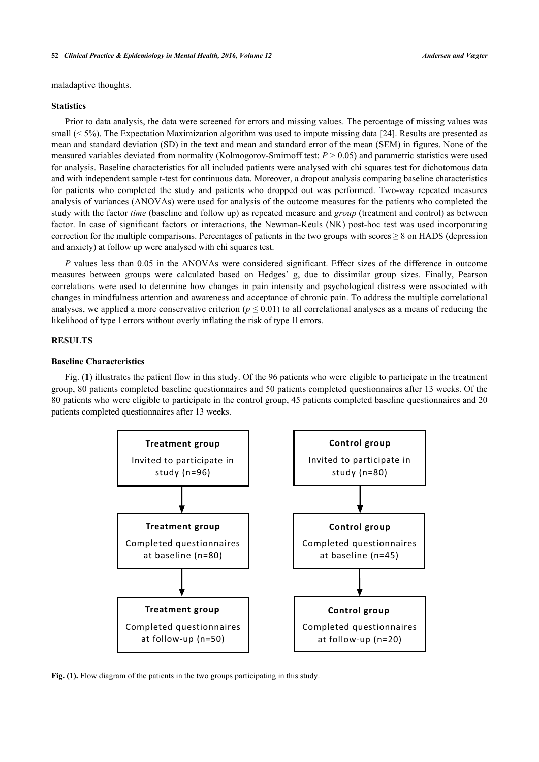maladaptive thoughts.

### Statistics

Prior to data analysis, the data were screened for errors and missing values. The percentage of missing values was small (< 5%). The Expectation Maximization algorithm was used to impute missing data [24]. Results are presented as mean and standard deviation (SD) in the text and mean and standard error of the mean (SEM) in figures. None of the measured variables deviated from normality (Kolmogorov-Smirnoff test: $P > 0.05$) and parametric statistics were used for analysis. Baseline characteristics for all included patients were analysed with chi squares test for dichotomous data and with independent sample t-test for continuous data. Moreover, a dropout analysis comparing baseline characteristics for patients who completed the study and patients who dropped out was performed. Two-way repeated measures analysis of variances (ANOVAs) were used for analysis of the outcome measures for the patients who completed the study with the factor *time* (baseline and follow up) as repeated measure and *group* (treatment and control) as between factor. In case of significant factors or interactions, the Newman-Keuls (NK) post-hoc test was used incorporating correction for the multiple comparisons. Percentages of patients in the two groups with scores ≥ 8 on HADS (depression and anxiety) at follow up were analysed with chi squares test.

*P* values less than 0.05 in the ANOVAs were considered significant. Effect sizes of the difference in outcome measures between groups were calculated based on Hedges' g, due to dissimilar group sizes. Finally, Pearson correlations were used to determine how changes in pain intensity and psychological distress were associated with changes in mindfulness attention and awareness and acceptance of chronic pain. To address the multiple correlational analyses, we applied a more conservative criterion ($p \leq 0.01$) to all correlational analyses as a means of reducing the likelihood of type I errors without overly inflating the risk of type II errors.

## RESULTS

### Baseline Characteristics

Fig. (**1**) illustrates the patient flow in this study. Of the 96 patients who were eligible to participate in the treatment group, 80 patients completed baseline questionnaires and 50 patients completed questionnaires after 13 weeks. Of the 80 patients who were eligible to participate in the control group, 45 patients completed baseline questionnaires and 20 patients completed questionnaires after 13 weeks.

| Treatment group | Control group |
|---|---|
| **Treatment group** Invited to participate in study (n=96) | **Control group** Invited to participate in study (n=80) |
| **Treatment group** Completed questionnaires at baseline (n=80) | **Control group** Completed questionnaires at baseline (n=45) |
| **Treatment group** Completed questionnaires at follow-up (n=50) | **Control group** Completed questionnaires at follow-up (n=20) |

**Fig. (1).** Flow diagram of the patients in the two groups participating in this study.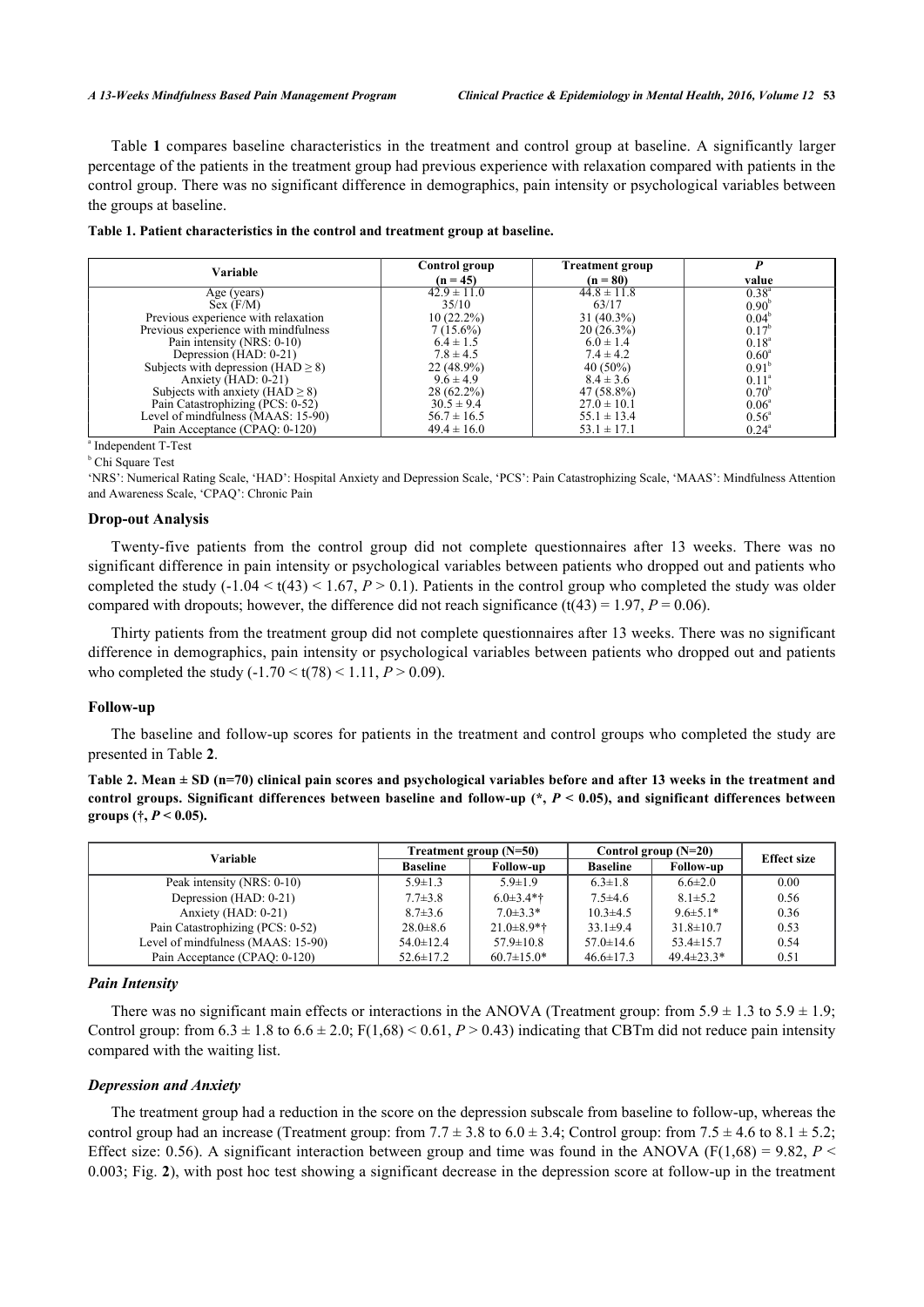Table **1** compares baseline characteristics in the treatment and control group at baseline. A significantly larger percentage of the patients in the treatment group had previous experience with relaxation compared with patients in the control group. There was no significant difference in demographics, pain intensity or psychological variables between the groups at baseline.

**Table 1. Patient characteristics in the control and treatment group at baseline.**

| Variable | Control group (n = 45) | Treatment group (n = 80) | *P* value |
|---|---|---|---|
| Age (years) | 42.9 ± 11.0 | 44.8 ± 11.8 | 0.38[a] |
| Sex (F/M) | 35/10 | 63/17 | 0.90[b] |
| Previous experience with relaxation | 10 (22.2%) | 31 (40.3%) | 0.04[b] |
| Previous experience with mindfulness | 7 (15.6%) | 20 (26.3%) | 0.17[b] |
| Pain intensity (NRS: 0-10) | 6.4 ± 1.5 | 6.0 ± 1.4 | 0.18[a] |
| Depression (HAD: 0-21) | 7.8 ± 4.5 | 7.4 ± 4.2 | 0.60[a] |
| Subjects with depression (HAD ≥ 8) | 22 (48.9%) | 40 (50%) | 0.91[b] |
| Anxiety (HAD: 0-21) | 9.6 ± 4.9 | 8.4 ± 3.6 | 0.11[a] |
| Subjects with anxiety (HAD ≥ 8) | 28 (62.2%) | 47 (58.8%) | 0.70[b] |
| Pain Catastrophizing (PCS: 0-52) | 30.5 ± 9.4 | 27.0 ± 10.1 | 0.06[a] |
| Level of mindfulness (MAAS: 15-90) | 56.7 ± 16.5 | 55.1 ± 13.4 | 0.56[a] |
| Pain Acceptance (CPAQ: 0-120) | 49.4 ± 16.0 | 53.1 ± 17.1 | 0.24[a] |

[a] Independent T-Test

[b] Chi Square Test

'NRS': Numerical Rating Scale, 'HAD': Hospital Anxiety and Depression Scale, 'PCS': Pain Catastrophizing Scale, 'MAAS': Mindfulness Attention and Awareness Scale, 'CPAQ': Chronic Pain

### Drop-out Analysis

Twenty-five patients from the control group did not complete questionnaires after 13 weeks. There was no significant difference in pain intensity or psychological variables between patients who dropped out and patients who completed the study ($-1.04 < t(43) < 1.67$, $P > 0.1$). Patients in the control group who completed the study was older compared with dropouts; however, the difference did not reach significance ($t(43) = 1.97$, $P = 0.06$).

Thirty patients from the treatment group did not complete questionnaires after 13 weeks. There was no significant difference in demographics, pain intensity or psychological variables between patients who dropped out and patients who completed the study ($-1.70 < t(78) < 1.11$, $P > 0.09$).

### Follow-up

The baseline and follow-up scores for patients in the treatment and control groups who completed the study are presented in Table **2**.

**Table 2. Mean ± SD (n=70) clinical pain scores and psychological variables before and after 13 weeks in the treatment and control groups. Significant differences between baseline and follow-up (*, $P < 0.05$), and significant differences between groups (†, $P < 0.05$).**

| Variable | Treatment group (N=50) | | Control group (N=20) | | Effect size |
|---|---|---|---|---|---|
| | Baseline | Follow-up | Baseline | Follow-up | |
| Peak intensity (NRS: 0-10) | 5.9±1.3 | 5.9±1.9 | 6.3±1.8 | 6.6±2.0 | 0.00 |
| Depression (HAD: 0-21) | 7.7±3.8 | 6.0±3.4*† | 7.5±4.6 | 8.1±5.2 | 0.56 |
| Anxiety (HAD: 0-21) | 8.7±3.6 | 7.0±3.3* | 10.3±4.5 | 9.6±5.1* | 0.36 |
| Pain Catastrophizing (PCS: 0-52) | 28.0±8.6 | 21.0±8.9*† | 33.1±9.4 | 31.8±10.7 | 0.53 |
| Level of mindfulness (MAAS: 15-90) | 54.0±12.4 | 57.9±10.8 | 57.0±14.6 | 53.4±15.7 | 0.54 |
| Pain Acceptance (CPAQ: 0-120) | 52.6±17.2 | 60.7±15.0* | 46.6±17.3 | 49.4±23.3* | 0.51 |

#### *Pain Intensity*

There was no significant main effects or interactions in the ANOVA (Treatment group: from 5.9 ± 1.3 to 5.9 ± 1.9; Control group: from 6.3 ± 1.8 to 6.6 ± 2.0; $F(1,68) < 0.61$, $P > 0.43$) indicating that CBTm did not reduce pain intensity compared with the waiting list.

#### *Depression and Anxiety*

The treatment group had a reduction in the score on the depression subscale from baseline to follow-up, whereas the control group had an increase (Treatment group: from 7.7 ± 3.8 to 6.0 ± 3.4; Control group: from 7.5 ± 4.6 to 8.1 ± 5.2; Effect size: 0.56). A significant interaction between group and time was found in the ANOVA ($F(1,68) = 9.82$, $P < 0.003$; Fig. **2**), with post hoc test showing a significant decrease in the depression score at follow-up in the treatment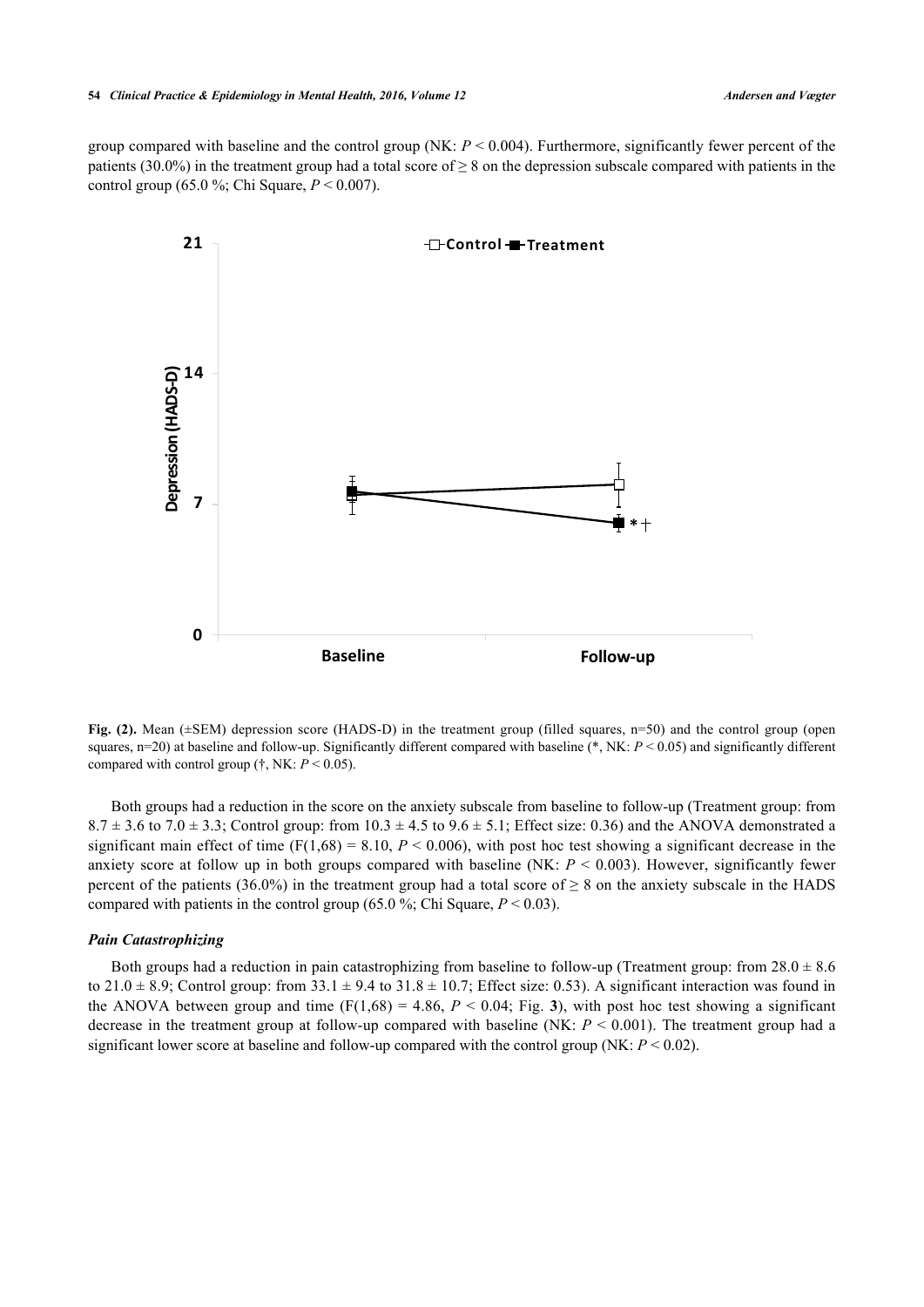group compared with baseline and the control group (NK: $P < 0.004$). Furthermore, significantly fewer percent of the patients (30.0%) in the treatment group had a total score of ≥ 8 on the depression subscale compared with patients in the control group (65.0 %; Chi Square, $P < 0.007$).

**Fig. (2).** Mean (±SEM) depression score (HADS-D) in the treatment group (filled squares, n=50) and the control group (open squares, n=20) at baseline and follow-up. Significantly different compared with baseline (*, NK: $P < 0.05$) and significantly different compared with control group (†, NK: $P < 0.05$).

Both groups had a reduction in the score on the anxiety subscale from baseline to follow-up (Treatment group: from 8.7 ± 3.6 to 7.0 ± 3.3; Control group: from 10.3 ± 4.5 to 9.6 ± 5.1; Effect size: 0.36) and the ANOVA demonstrated a significant main effect of time ($F(1,68) = 8.10$, $P < 0.006$), with post hoc test showing a significant decrease in the anxiety score at follow up in both groups compared with baseline (NK: $P < 0.003$). However, significantly fewer percent of the patients (36.0%) in the treatment group had a total score of ≥ 8 on the anxiety subscale in the HADS compared with patients in the control group (65.0 %; Chi Square, $P < 0.03$).

### *Pain Catastrophizing*

Both groups had a reduction in pain catastrophizing from baseline to follow-up (Treatment group: from 28.0 ± 8.6 to 21.0 ± 8.9; Control group: from 33.1 ± 9.4 to 31.8 ± 10.7; Effect size: 0.53). A significant interaction was found in the ANOVA between group and time ($F(1,68) = 4.86$, $P < 0.04$; Fig. **3**), with post hoc test showing a significant decrease in the treatment group at follow-up compared with baseline (NK: $P < 0.001$). The treatment group had a significant lower score at baseline and follow-up compared with the control group (NK: $P < 0.02$).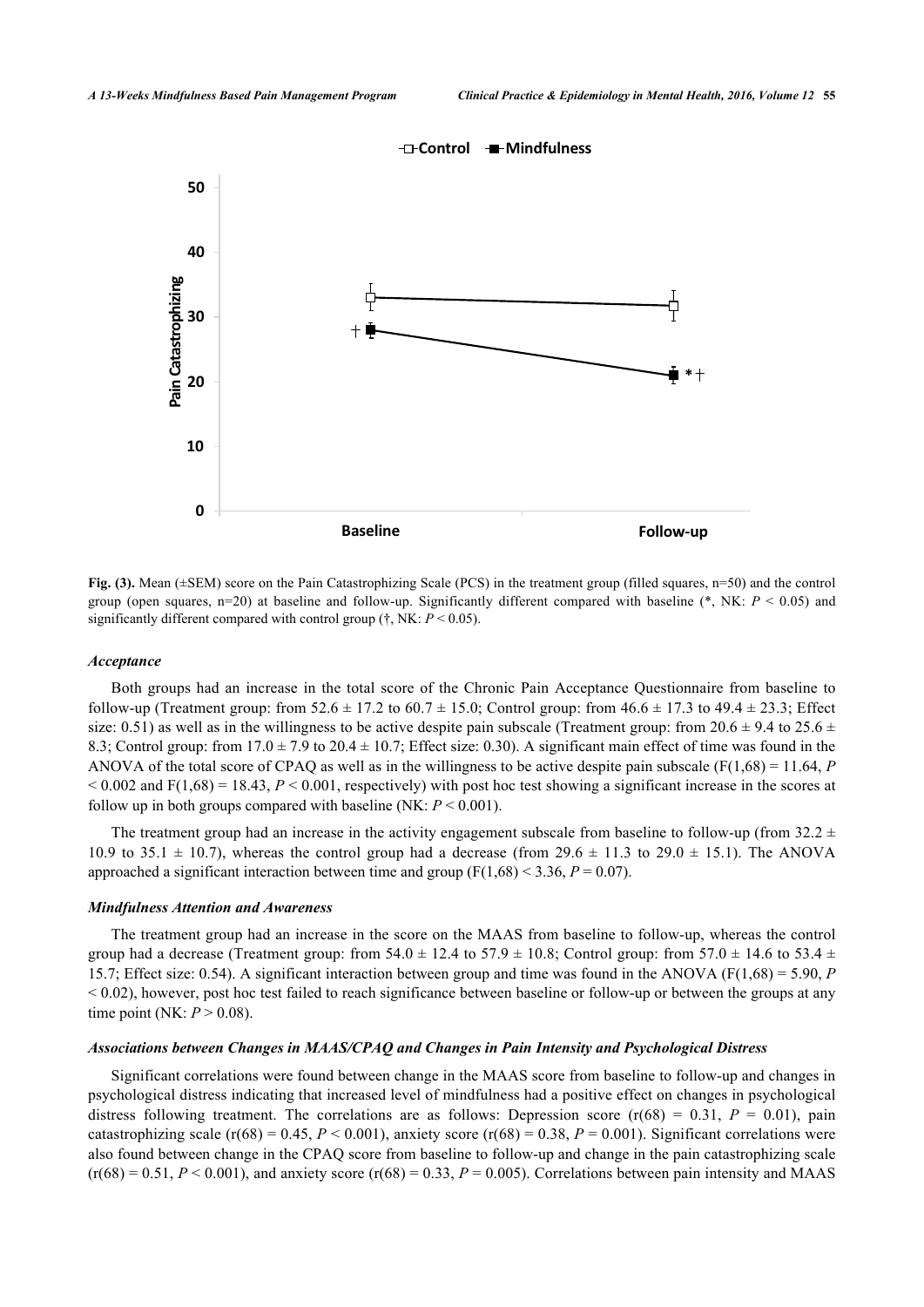**Fig. (3).** Mean (±SEM) score on the Pain Catastrophizing Scale (PCS) in the treatment group (filled squares, n=50) and the control group (open squares, n=20) at baseline and follow-up. Significantly different compared with baseline (*, NK: $P < 0.05$) and significantly different compared with control group (†, NK: $P < 0.05$).

### *Acceptance*

Both groups had an increase in the total score of the Chronic Pain Acceptance Questionnaire from baseline to follow-up (Treatment group: from 52.6 ± 17.2 to 60.7 ± 15.0; Control group: from 46.6 ± 17.3 to 49.4 ± 23.3; Effect size: 0.51) as well as in the willingness to be active despite pain subscale (Treatment group: from 20.6 ± 9.4 to 25.6 ± 8.3; Control group: from 17.0 ± 7.9 to 20.4 ± 10.7; Effect size: 0.30). A significant main effect of time was found in the ANOVA of the total score of CPAQ as well as in the willingness to be active despite pain subscale ($F(1,68) = 11.64$, $P < 0.002$ and $F(1,68) = 18.43$, $P < 0.001$, respectively) with post hoc test showing a significant increase in the scores at follow up in both groups compared with baseline (NK: $P < 0.001$).

The treatment group had an increase in the activity engagement subscale from baseline to follow-up (from 32.2 ± 10.9 to 35.1 ± 10.7), whereas the control group had a decrease (from 29.6 ± 11.3 to 29.0 ± 15.1). The ANOVA approached a significant interaction between time and group ($F(1,68) < 3.36$, $P = 0.07$).

### *Mindfulness Attention and Awareness*

The treatment group had an increase in the score on the MAAS from baseline to follow-up, whereas the control group had a decrease (Treatment group: from 54.0 ± 12.4 to 57.9 ± 10.8; Control group: from 57.0 ± 14.6 to 53.4 ± 15.7; Effect size: 0.54). A significant interaction between group and time was found in the ANOVA ($F(1,68) = 5.90$, $P < 0.02$), however, post hoc test failed to reach significance between baseline or follow-up or between the groups at any time point (NK: $P > 0.08$).

### *Associations between Changes in MAAS/CPAQ and Changes in Pain Intensity and Psychological Distress*

Significant correlations were found between change in the MAAS score from baseline to follow-up and changes in psychological distress indicating that increased level of mindfulness had a positive effect on changes in psychological distress following treatment. The correlations are as follows: Depression score ($r(68) = 0.31$, $P = 0.01$), pain catastrophizing scale ($r(68) = 0.45$, $P < 0.001$), anxiety score ($r(68) = 0.38$, $P = 0.001$). Significant correlations were also found between change in the CPAQ score from baseline to follow-up and change in the pain catastrophizing scale ($r(68) = 0.51$, $P < 0.001$), and anxiety score ($r(68) = 0.33$, $P = 0.005$). Correlations between pain intensity and MAAS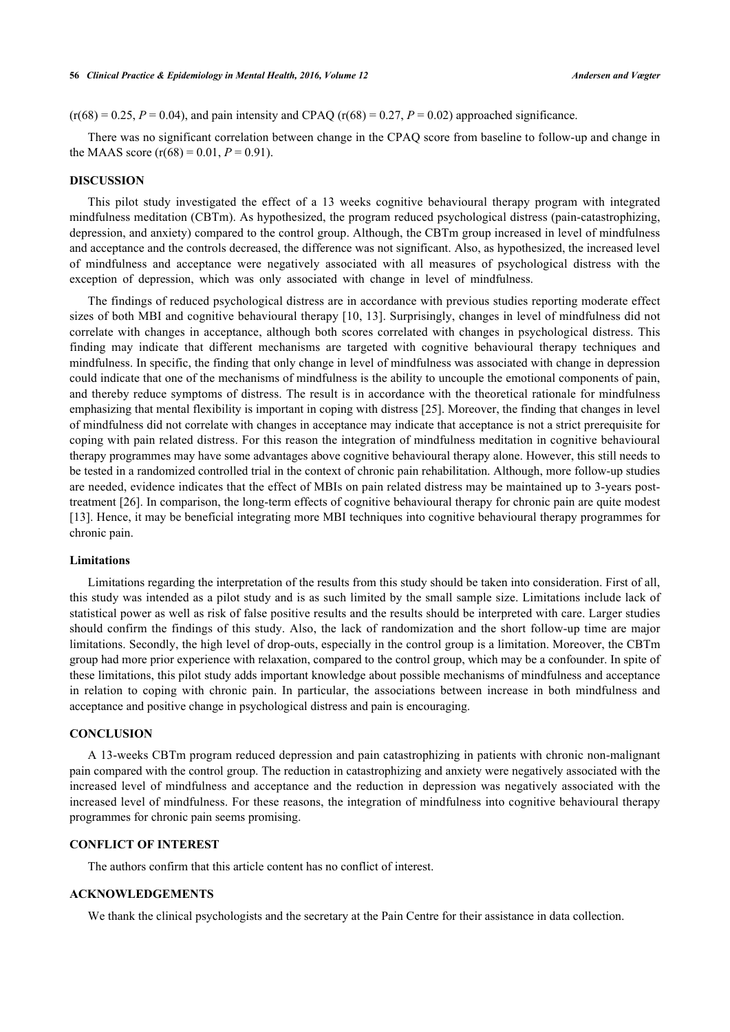($r(68) = 0.25$, $P = 0.04$), and pain intensity and CPAQ ($r(68) = 0.27$, $P = 0.02$) approached significance.

There was no significant correlation between change in the CPAQ score from baseline to follow-up and change in the MAAS score ($r(68) = 0.01$, $P = 0.91$).

## DISCUSSION

This pilot study investigated the effect of a 13 weeks cognitive behavioural therapy program with integrated mindfulness meditation (CBTm). As hypothesized, the program reduced psychological distress (pain-catastrophizing, depression, and anxiety) compared to the control group. Although, the CBTm group increased in level of mindfulness and acceptance and the controls decreased, the difference was not significant. Also, as hypothesized, the increased level of mindfulness and acceptance were negatively associated with all measures of psychological distress with the exception of depression, which was only associated with change in level of mindfulness.

The findings of reduced psychological distress are in accordance with previous studies reporting moderate effect sizes of both MBI and cognitive behavioural therapy [10, 13]. Surprisingly, changes in level of mindfulness did not correlate with changes in acceptance, although both scores correlated with changes in psychological distress. This finding may indicate that different mechanisms are targeted with cognitive behavioural therapy techniques and mindfulness. In specific, the finding that only change in level of mindfulness was associated with change in depression could indicate that one of the mechanisms of mindfulness is the ability to uncouple the emotional components of pain, and thereby reduce symptoms of distress. The result is in accordance with the theoretical rationale for mindfulness emphasizing that mental flexibility is important in coping with distress [25]. Moreover, the finding that changes in level of mindfulness did not correlate with changes in acceptance may indicate that acceptance is not a strict prerequisite for coping with pain related distress. For this reason the integration of mindfulness meditation in cognitive behavioural therapy programmes may have some advantages above cognitive behavioural therapy alone. However, this still needs to be tested in a randomized controlled trial in the context of chronic pain rehabilitation. Although, more follow-up studies are needed, evidence indicates that the effect of MBIs on pain related distress may be maintained up to 3-years post-treatment [26]. In comparison, the long-term effects of cognitive behavioural therapy for chronic pain are quite modest [13]. Hence, it may be beneficial integrating more MBI techniques into cognitive behavioural therapy programmes for chronic pain.

### Limitations

Limitations regarding the interpretation of the results from this study should be taken into consideration. First of all, this study was intended as a pilot study and is as such limited by the small sample size. Limitations include lack of statistical power as well as risk of false positive results and the results should be interpreted with care. Larger studies should confirm the findings of this study. Also, the lack of randomization and the short follow-up time are major limitations. Secondly, the high level of drop-outs, especially in the control group is a limitation. Moreover, the CBTm group had more prior experience with relaxation, compared to the control group, which may be a confounder. In spite of these limitations, this pilot study adds important knowledge about possible mechanisms of mindfulness and acceptance in relation to coping with chronic pain. In particular, the associations between increase in both mindfulness and acceptance and positive change in psychological distress and pain is encouraging.

## CONCLUSION

A 13-weeks CBTm program reduced depression and pain catastrophizing in patients with chronic non-malignant pain compared with the control group. The reduction in catastrophizing and anxiety were negatively associated with the increased level of mindfulness and acceptance and the reduction in depression was negatively associated with the increased level of mindfulness. For these reasons, the integration of mindfulness into cognitive behavioural therapy programmes for chronic pain seems promising.

## CONFLICT OF INTEREST

The authors confirm that this article content has no conflict of interest.

## ACKNOWLEDGEMENTS

We thank the clinical psychologists and the secretary at the Pain Centre for their assistance in data collection.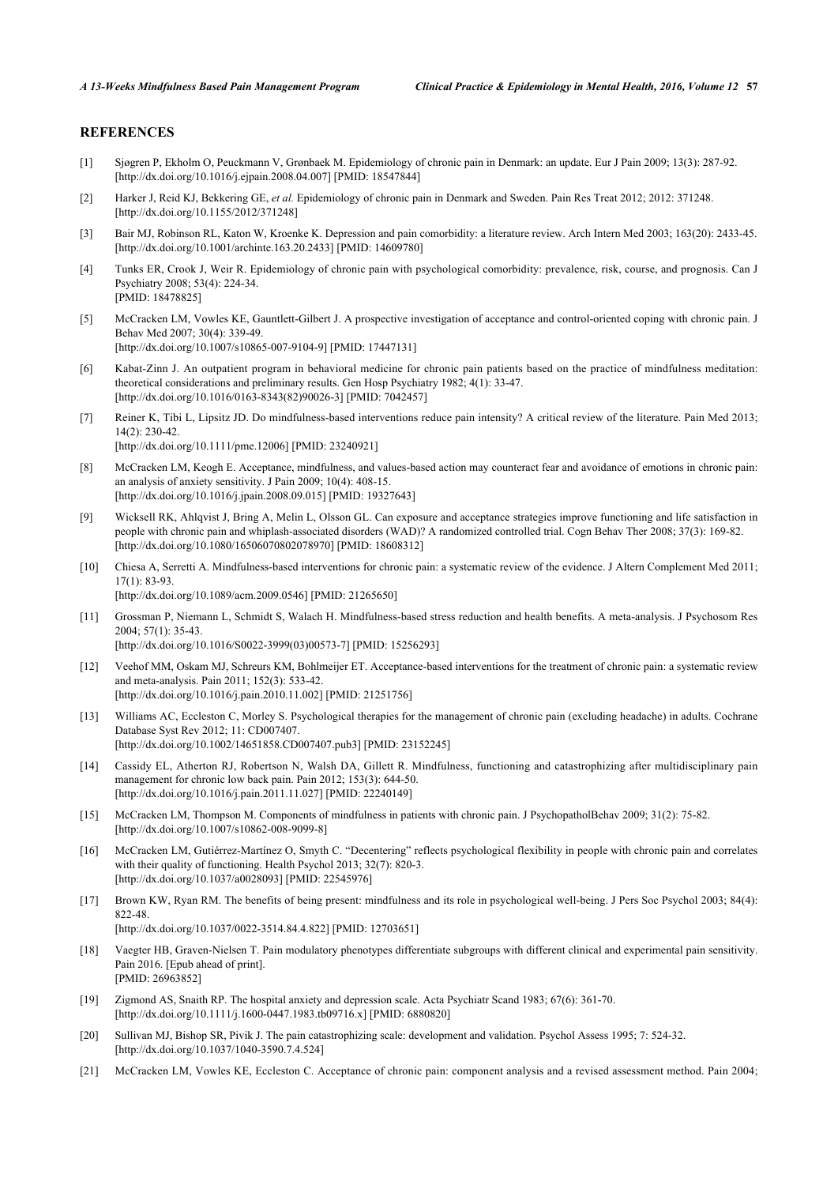## REFERENCES

[1] Sjøgren P, Ekholm O, Peuckmann V, Grønbaek M. Epidemiology of chronic pain in Denmark: an update. Eur J Pain 2009; 13(3): 287-92. [http://dx.doi.org/10.1016/j.ejpain.2008.04.007] [PMID: 18547844]

[2] Harker J, Reid KJ, Bekkering GE, *et al.* Epidemiology of chronic pain in Denmark and Sweden. Pain Res Treat 2012; 2012: 371248. [http://dx.doi.org/10.1155/2012/371248]

[3] Bair MJ, Robinson RL, Katon W, Kroenke K. Depression and pain comorbidity: a literature review. Arch Intern Med 2003; 163(20): 2433-45. [http://dx.doi.org/10.1001/archinte.163.20.2433] [PMID: 14609780]

[4] Tunks ER, Crook J, Weir R. Epidemiology of chronic pain with psychological comorbidity: prevalence, risk, course, and prognosis. Can J Psychiatry 2008; 53(4): 224-34. [PMID: 18478825]

[5] McCracken LM, Vowles KE, Gauntlett-Gilbert J. A prospective investigation of acceptance and control-oriented coping with chronic pain. J Behav Med 2007; 30(4): 339-49. [http://dx.doi.org/10.1007/s10865-007-9104-9] [PMID: 17447131]

[6] Kabat-Zinn J. An outpatient program in behavioral medicine for chronic pain patients based on the practice of mindfulness meditation: theoretical considerations and preliminary results. Gen Hosp Psychiatry 1982; 4(1): 33-47. [http://dx.doi.org/10.1016/0163-8343(82)90026-3] [PMID: 7042457]

[7] Reiner K, Tibi L, Lipsitz JD. Do mindfulness-based interventions reduce pain intensity? A critical review of the literature. Pain Med 2013; 14(2): 230-42. [http://dx.doi.org/10.1111/pme.12006] [PMID: 23240921]

[8] McCracken LM, Keogh E. Acceptance, mindfulness, and values-based action may counteract fear and avoidance of emotions in chronic pain: an analysis of anxiety sensitivity. J Pain 2009; 10(4): 408-15. [http://dx.doi.org/10.1016/j.jpain.2008.09.015] [PMID: 19327643]

[9] Wicksell RK, Ahlqvist J, Bring A, Melin L, Olsson GL. Can exposure and acceptance strategies improve functioning and life satisfaction in people with chronic pain and whiplash-associated disorders (WAD)? A randomized controlled trial. Cogn Behav Ther 2008; 37(3): 169-82. [http://dx.doi.org/10.1080/16506070802078970] [PMID: 18608312]

[10] Chiesa A, Serretti A. Mindfulness-based interventions for chronic pain: a systematic review of the evidence. J Altern Complement Med 2011; 17(1): 83-93. [http://dx.doi.org/10.1089/acm.2009.0546] [PMID: 21265650]

[11] Grossman P, Niemann L, Schmidt S, Walach H. Mindfulness-based stress reduction and health benefits. A meta-analysis. J Psychosom Res 2004; 57(1): 35-43. [http://dx.doi.org/10.1016/S0022-3999(03)00573-7] [PMID: 15256293]

[12] Veehof MM, Oskam MJ, Schreurs KM, Bohlmeijer ET. Acceptance-based interventions for the treatment of chronic pain: a systematic review and meta-analysis. Pain 2011; 152(3): 533-42. [http://dx.doi.org/10.1016/j.pain.2010.11.002] [PMID: 21251756]

[13] Williams AC, Eccleston C, Morley S. Psychological therapies for the management of chronic pain (excluding headache) in adults. Cochrane Database Syst Rev 2012; 11: CD007407. [http://dx.doi.org/10.1002/14651858.CD007407.pub3] [PMID: 23152245]

[14] Cassidy EL, Atherton RJ, Robertson N, Walsh DA, Gillett R. Mindfulness, functioning and catastrophizing after multidisciplinary pain management for chronic low back pain. Pain 2012; 153(3): 644-50. [http://dx.doi.org/10.1016/j.pain.2011.11.027] [PMID: 22240149]

[15] McCracken LM, Thompson M. Components of mindfulness in patients with chronic pain. J PsychopatholBehav 2009; 31(2): 75-82. [http://dx.doi.org/10.1007/s10862-008-9099-8]

[16] McCracken LM, Gutiérrez-Martínez O, Smyth C. "Decentering" reflects psychological flexibility in people with chronic pain and correlates with their quality of functioning. Health Psychol 2013; 32(7): 820-3. [http://dx.doi.org/10.1037/a0028093] [PMID: 22545976]

[17] Brown KW, Ryan RM. The benefits of being present: mindfulness and its role in psychological well-being. J Pers Soc Psychol 2003; 84(4): 822-48. [http://dx.doi.org/10.1037/0022-3514.84.4.822] [PMID: 12703651]

[18] Vaegter HB, Graven-Nielsen T. Pain modulatory phenotypes differentiate subgroups with different clinical and experimental pain sensitivity. Pain 2016. [Epub ahead of print]. [PMID: 26963852]

[19] Zigmond AS, Snaith RP. The hospital anxiety and depression scale. Acta Psychiatr Scand 1983; 67(6): 361-70. [http://dx.doi.org/10.1111/j.1600-0447.1983.tb09716.x] [PMID: 6880820]

[20] Sullivan MJ, Bishop SR, Pivik J. The pain catastrophizing scale: development and validation. Psychol Assess 1995; 7: 524-32. [http://dx.doi.org/10.1037/1040-3590.7.4.524]

[21] McCracken LM, Vowles KE, Eccleston C. Acceptance of chronic pain: component analysis and a revised assessment method. Pain 2004;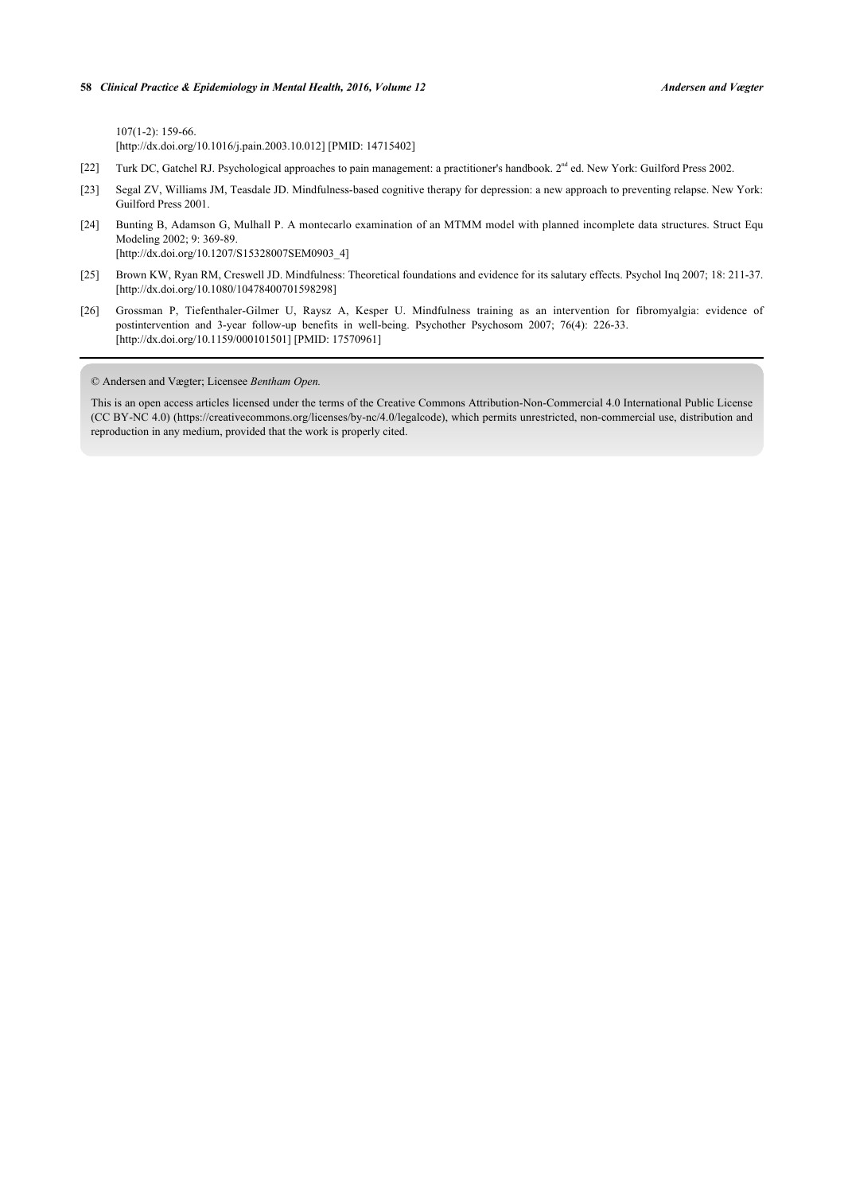107(1-2): 159-66.
[http://dx.doi.org/10.1016/j.pain.2003.10.012] [PMID: 14715402]

[22] Turk DC, Gatchel RJ. Psychological approaches to pain management: a practitioner's handbook. 2nd ed. New York: Guilford Press 2002.

[23] Segal ZV, Williams JM, Teasdale JD. Mindfulness-based cognitive therapy for depression: a new approach to preventing relapse. New York: Guilford Press 2001.

[24] Bunting B, Adamson G, Mulhall P. A montecarlo examination of an MTMM model with planned incomplete data structures. Struct Equ Modeling 2002; 9: 369-89.
[http://dx.doi.org/10.1207/S15328007SEM0903_4]

[25] Brown KW, Ryan RM, Creswell JD. Mindfulness: Theoretical foundations and evidence for its salutary effects. Psychol Inq 2007; 18: 211-37.
[http://dx.doi.org/10.1080/10478400701598298]

[26] Grossman P, Tiefenthaler-Gilmer U, Raysz A, Kesper U. Mindfulness training as an intervention for fibromyalgia: evidence of postintervention and 3-year follow-up benefits in well-being. Psychother Psychosom 2007; 76(4): 226-33.
[http://dx.doi.org/10.1159/000101501] [PMID: 17570961]

---

© Andersen and Vægter; Licensee *Bentham Open.*

This is an open access articles licensed under the terms of the Creative Commons Attribution-Non-Commercial 4.0 International Public License (CC BY-NC 4.0) (https://creativecommons.org/licenses/by-nc/4.0/legalcode), which permits unrestricted, non-commercial use, distribution and reproduction in any medium, provided that the work is properly cited.